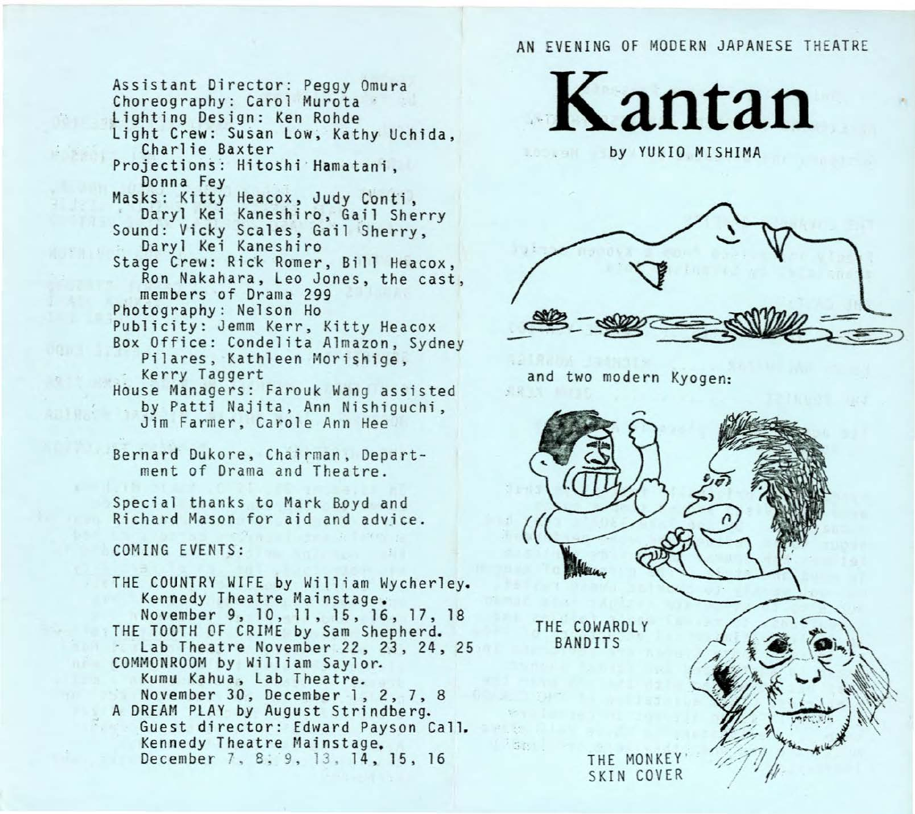Assistant Director: Peggy Omura
Choreography: Carol Murota
Lighting Design: Ken Rohde
Light Crew: Susan Low, Kathy Uchida, Charlie Baxter
Projections: Hitoshi Hamatani, Donna Fey
Masks: Kitty Heacox, Judy Conti, Daryl Kei Kaneshiro, Gail Sherry
Sound: Vicky Scales, Gail Sherry, Daryl Kei Kaneshiro
Stage Crew: Rick Romer, Bill Heacox, Ron Nakahara, Leo Jones, the cast, members of Drama 299
Photography: Nelson Ho
Publicity: Jemm Kerr, Kitty Heacox
Box Office: Condelita Almazon, Sydney Pilares, Kathleen Morishige, Kerry Taggert
House Managers: Farouk Wang assisted by Patti Najita, Ann Nishiguchi, Jim Farmer, Carole Ann Hee

Bernard Dukore, Chairman, Department of Drama and Theatre.

Special thanks to Mark Boyd and Richard Mason for aid and advice.

COMING EVENTS:

THE COUNTRY WIFE by William Wycherley. Kennedy Theatre Mainstage. November 9, 10, 11, 15, 16, 17, 18
THE TOOTH OF CRIME by Sam Shepherd. Lab Theatre November 22, 23, 24, 25
COMMONROOM by William Saylor. Kumu Kahua, Lab Theatre. November 30, December 1, 2, 7, 8
A DREAM PLAY by August Strindberg. Guest director: Edward Payson Call. Kennedy Theatre Mainstage. December 7, 8, 9, 13, 14, 15, 16

AN EVENING OF MODERN JAPANESE THEATRE

# Kantan

by YUKIO MISHIMA

and two modern Kyogen:

THE COWARDLY BANDITS

THE MONKEY SKIN COVER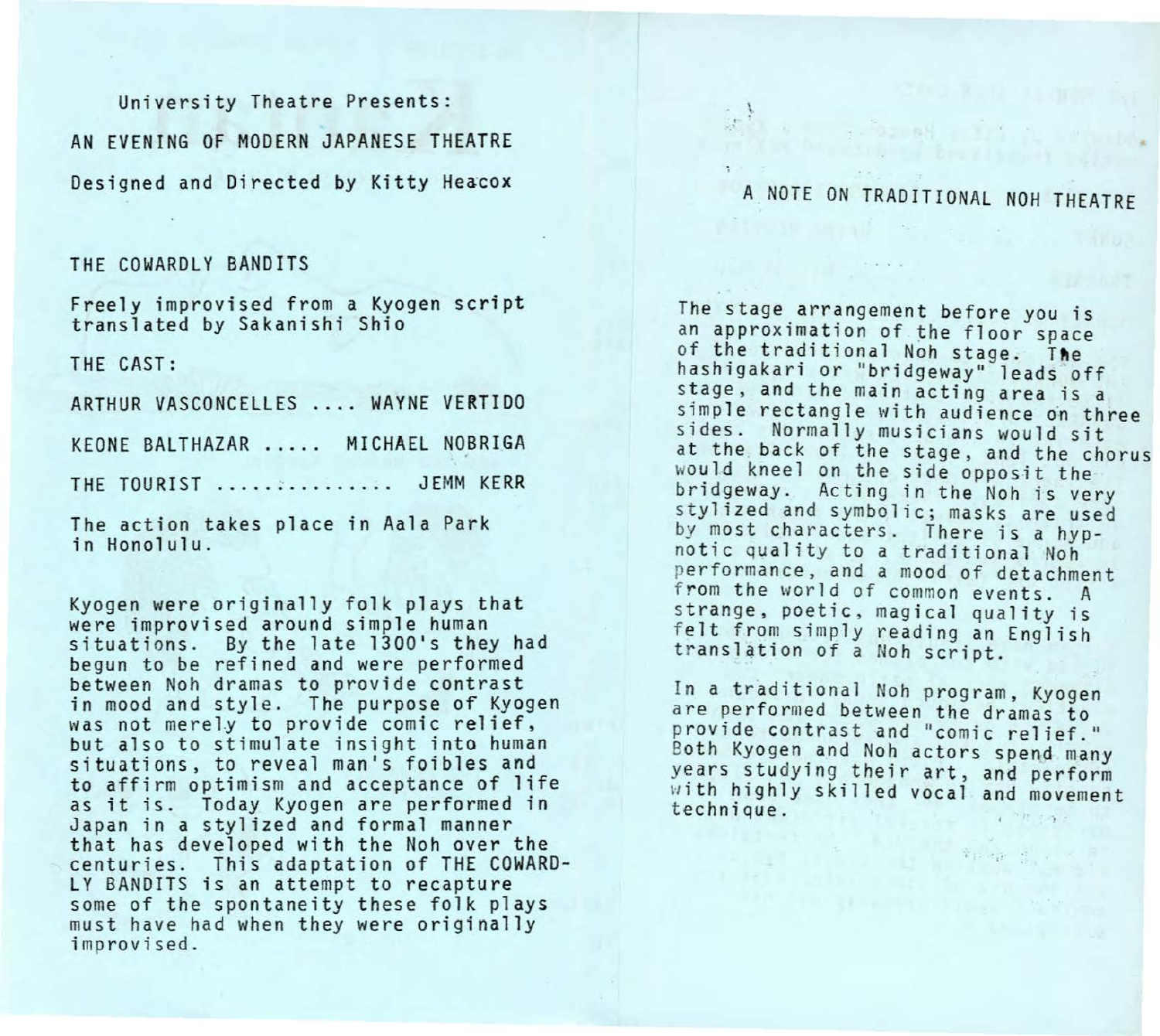University Theatre Presents:

# AN EVENING OF MODERN JAPANESE THEATRE

Designed and Directed by Kitty Heacox

## THE COWARDLY BANDITS

Freely improvised from a Kyogen script translated by Sakanishi Shio

THE CAST:

ARTHUR VASCONCELLES .... WAYNE VERTIDO

KEONE BALTHAZAR ..... MICHAEL NOBRIGA

THE TOURIST .............. JEMM KERR

The action takes place in Aala Park in Honolulu.

Kyogen were originally folk plays that were improvised around simple human situations. By the late 1300's they had begun to be refined and were performed between Noh dramas to provide contrast in mood and style. The purpose of Kyogen was not merely to provide comic relief, but also to stimulate insight into human situations, to reveal man's foibles and to affirm optimism and acceptance of life as it is. Today Kyogen are performed in Japan in a stylized and formal manner that has developed with the Noh over the centuries. This adaptation of THE COWARDLY BANDITS is an attempt to recapture some of the spontaneity these folk plays must have had when they were originally improvised.

## A NOTE ON TRADITIONAL NOH THEATRE

The stage arrangement before you is an approximation of the floor space of the traditional Noh stage. The hashigakari or "bridgeway" leads off stage, and the main acting area is a simple rectangle with audience on three sides. Normally musicians would sit at the back of the stage, and the chorus would kneel on the side opposit the bridgeway. Acting in the Noh is very stylized and symbolic; masks are used by most characters. There is a hypnotic quality to a traditional Noh performance, and a mood of detachment from the world of common events. A strange, poetic, magical quality is felt from simply reading an English translation of a Noh script.

In a traditional Noh program, Kyogen are performed between the dramas to provide contrast and "comic relief." Both Kyogen and Noh actors spend many years studying their art, and perform with highly skilled vocal and movement technique.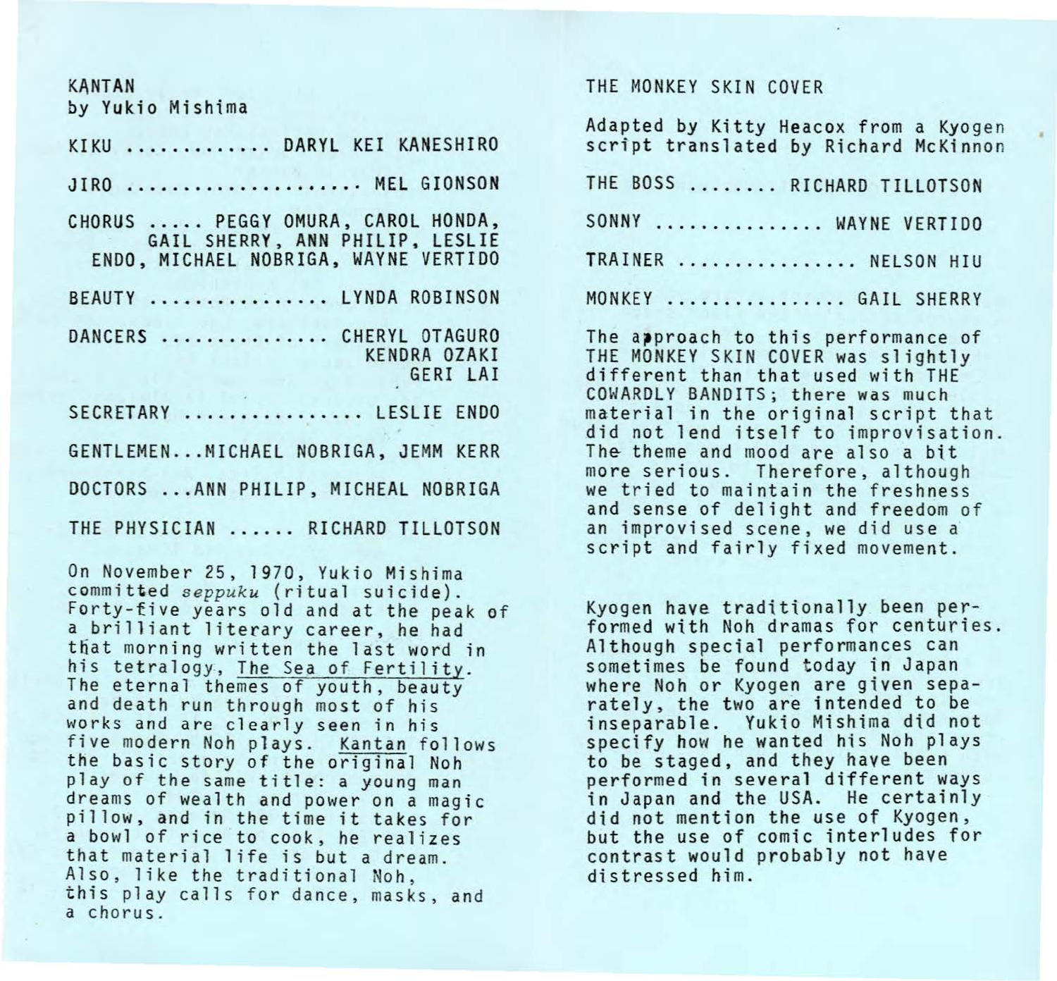## KANTAN
by Yukio Mishima

KIKU ............ DARYL KEI KANESHIRO

JIRO .................... MEL GIONSON

CHORUS ..... PEGGY OMURA, CAROL HONDA, GAIL SHERRY, ANN PHILIP, LESLIE ENDO, MICHAEL NOBRIGA, WAYNE VERTIDO

BEAUTY ............... LYNDA ROBINSON

DANCERS .............. CHERYL OTAGURO
KENDRA OZAKI
GERI LAI

SECRETARY ................ LESLIE ENDO

GENTLEMEN...MICHAEL NOBRIGA, JEMM KERR

DOCTORS ...ANN PHILIP, MICHEAL NOBRIGA

THE PHYSICIAN ...... RICHARD TILLOTSON

On November 25, 1970, Yukio Mishima committed *seppuku* (ritual suicide). Forty-five years old and at the peak of a brilliant literary career, he had that morning written the last word in his tetralogy, The Sea of Fertility. The eternal themes of youth, beauty and death run through most of his works and are clearly seen in his five modern Noh plays. Kantan follows the basic story of the original Noh play of the same title: a young man dreams of wealth and power on a magic pillow, and in the time it takes for a bowl of rice to cook, he realizes that material life is but a dream. Also, like the traditional Noh, this play calls for dance, masks, and a chorus.

## THE MONKEY SKIN COVER

Adapted by Kitty Heacox from a Kyogen script translated by Richard McKinnon

THE BOSS ........ RICHARD TILLOTSON

SONNY ............... WAYNE VERTIDO

TRAINER ................ NELSON HIU

MONKEY ............... GAIL SHERRY

The approach to this performance of THE MONKEY SKIN COVER was slightly different than that used with THE COWARDLY BANDITS; there was much material in the original script that did not lend itself to improvisation. The theme and mood are also a bit more serious. Therefore, although we tried to maintain the freshness and sense of delight and freedom of an improvised scene, we did use a script and fairly fixed movement.

Kyogen have traditionally been performed with Noh dramas for centuries. Although special performances can sometimes be found today in Japan where Noh or Kyogen are given separately, the two are intended to be inseparable. Yukio Mishima did not specify how he wanted his Noh plays to be staged, and they have been performed in several different ways in Japan and the USA. He certainly did not mention the use of Kyogen, but the use of comic interludes for contrast would probably not have distressed him.